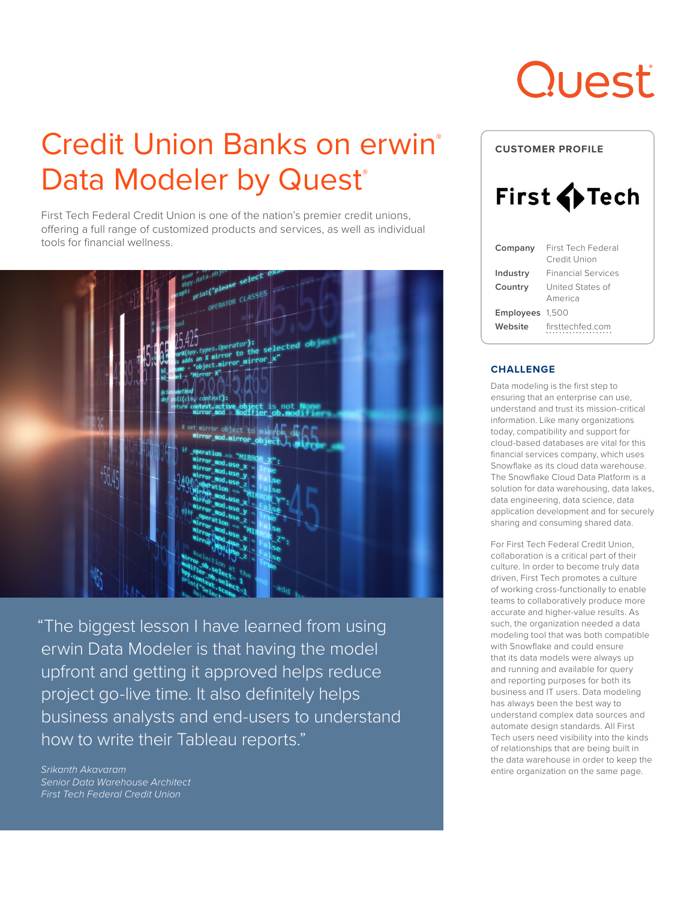# Credit Union Banks on erwin® Data Modeler by Quest®

First Tech Federal Credit Union is one of the nation's premier credit unions, offering a full range of customized products and services, as well as individual tools for financial wellness.

"The biggest lesson I have learned from using erwin Data Modeler is that having the model upfront and getting it approved helps reduce project go-live time. It also definitely helps business analysts and end-users to understand how to write their Tableau reports."

*Srikanth Akavaram*
*Senior Data Warehouse Architect*
*First Tech Federal Credit Union*

**CUSTOMER PROFILE**

First Tech

| | |
|---|---|
| **Company** | First Tech Federal Credit Union |
| **Industry** | Financial Services |
| **Country** | United States of America |
| **Employees** | 1,500 |
| **Website** | firsttechfed.com |

## CHALLENGE

Data modeling is the first step to ensuring that an enterprise can use, understand and trust its mission-critical information. Like many organizations today, compatibility and support for cloud-based databases are vital for this financial services company, which uses Snowflake as its cloud data warehouse. The Snowflake Cloud Data Platform is a solution for data warehousing, data lakes, data engineering, data science, data application development and for securely sharing and consuming shared data.

For First Tech Federal Credit Union, collaboration is a critical part of their culture. In order to become truly data driven, First Tech promotes a culture of working cross-functionally to enable teams to collaboratively produce more accurate and higher-value results. As such, the organization needed a data modeling tool that was both compatible with Snowflake and could ensure that its data models were always up and running and available for query and reporting purposes for both its business and IT users. Data modeling has always been the best way to understand complex data sources and automate design standards. All First Tech users need visibility into the kinds of relationships that are being built in the data warehouse in order to keep the entire organization on the same page.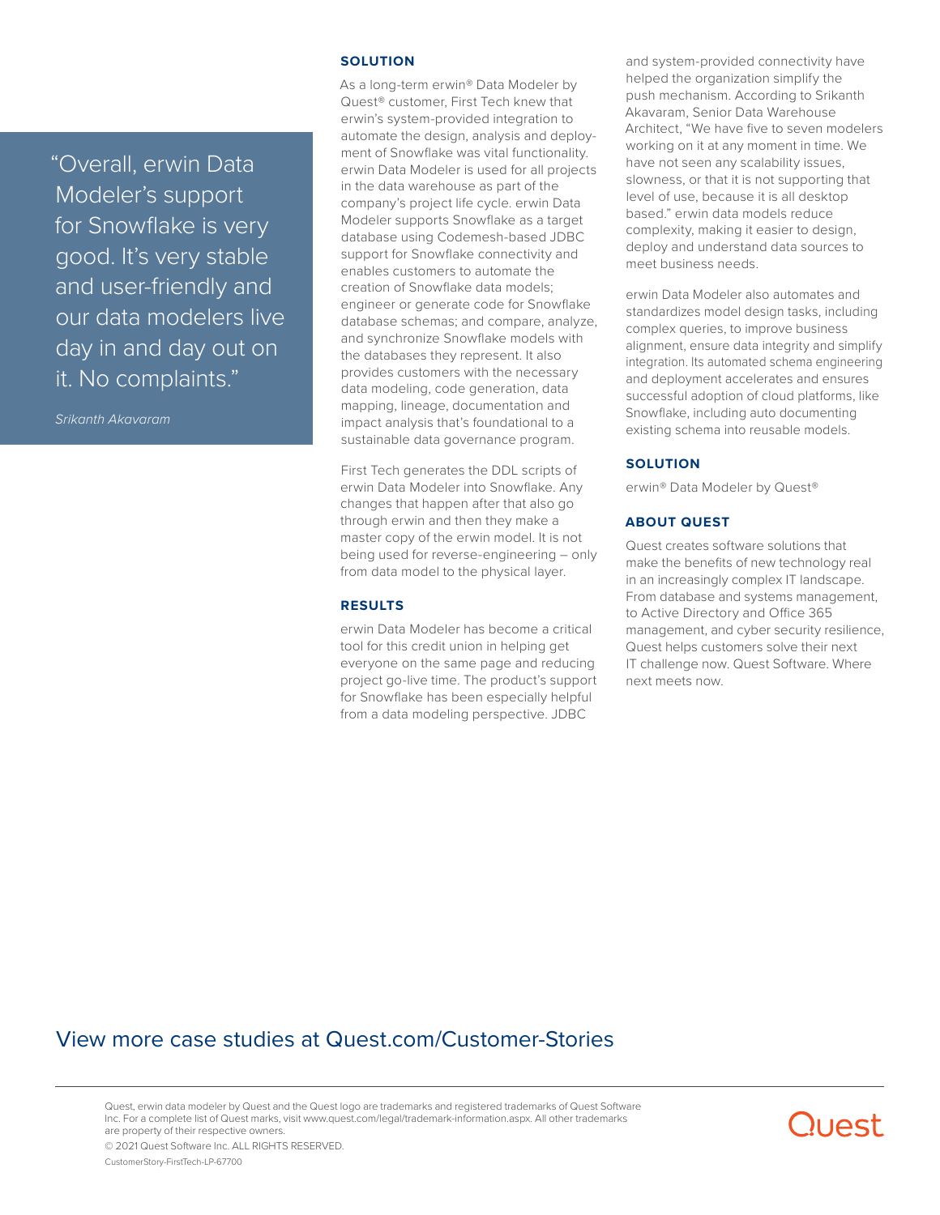> "Overall, erwin Data Modeler's support for Snowflake is very good. It's very stable and user-friendly and our data modelers live day in and day out on it. No complaints."
>
> *Srikanth Akavaram*

## SOLUTION

As a long-term erwin® Data Modeler by Quest® customer, First Tech knew that erwin's system-provided integration to automate the design, analysis and deployment of Snowflake was vital functionality. erwin Data Modeler is used for all projects in the data warehouse as part of the company's project life cycle. erwin Data Modeler supports Snowflake as a target database using Codemesh-based JDBC support for Snowflake connectivity and enables customers to automate the creation of Snowflake data models; engineer or generate code for Snowflake database schemas; and compare, analyze, and synchronize Snowflake models with the databases they represent. It also provides customers with the necessary data modeling, code generation, data mapping, lineage, documentation and impact analysis that's foundational to a sustainable data governance program.

First Tech generates the DDL scripts of erwin Data Modeler into Snowflake. Any changes that happen after that also go through erwin and then they make a master copy of the erwin model. It is not being used for reverse-engineering – only from data model to the physical layer.

## RESULTS

erwin Data Modeler has become a critical tool for this credit union in helping get everyone on the same page and reducing project go-live time. The product's support for Snowflake has been especially helpful from a data modeling perspective. JDBC and system-provided connectivity have helped the organization simplify the push mechanism. According to Srikanth Akavaram, Senior Data Warehouse Architect, "We have five to seven modelers working on it at any moment in time. We have not seen any scalability issues, slowness, or that it is not supporting that level of use, because it is all desktop based." erwin data models reduce complexity, making it easier to design, deploy and understand data sources to meet business needs.

erwin Data Modeler also automates and standardizes model design tasks, including complex queries, to improve business alignment, ensure data integrity and simplify integration. Its automated schema engineering and deployment accelerates and ensures successful adoption of cloud platforms, like Snowflake, including auto documenting existing schema into reusable models.

## SOLUTION

erwin® Data Modeler by Quest®

## ABOUT QUEST

Quest creates software solutions that make the benefits of new technology real in an increasingly complex IT landscape. From database and systems management, to Active Directory and Office 365 management, and cyber security resilience, Quest helps customers solve their next IT challenge now. Quest Software. Where next meets now.

View more case studies at Quest.com/Customer-Stories

Quest, erwin data modeler by Quest and the Quest logo are trademarks and registered trademarks of Quest Software Inc. For a complete list of Quest marks, visit www.quest.com/legal/trademark-information.aspx. All other trademarks are property of their respective owners.

© 2021 Quest Software Inc. ALL RIGHTS RESERVED.

CustomerStory-FirstTech-LP-67700

Quest